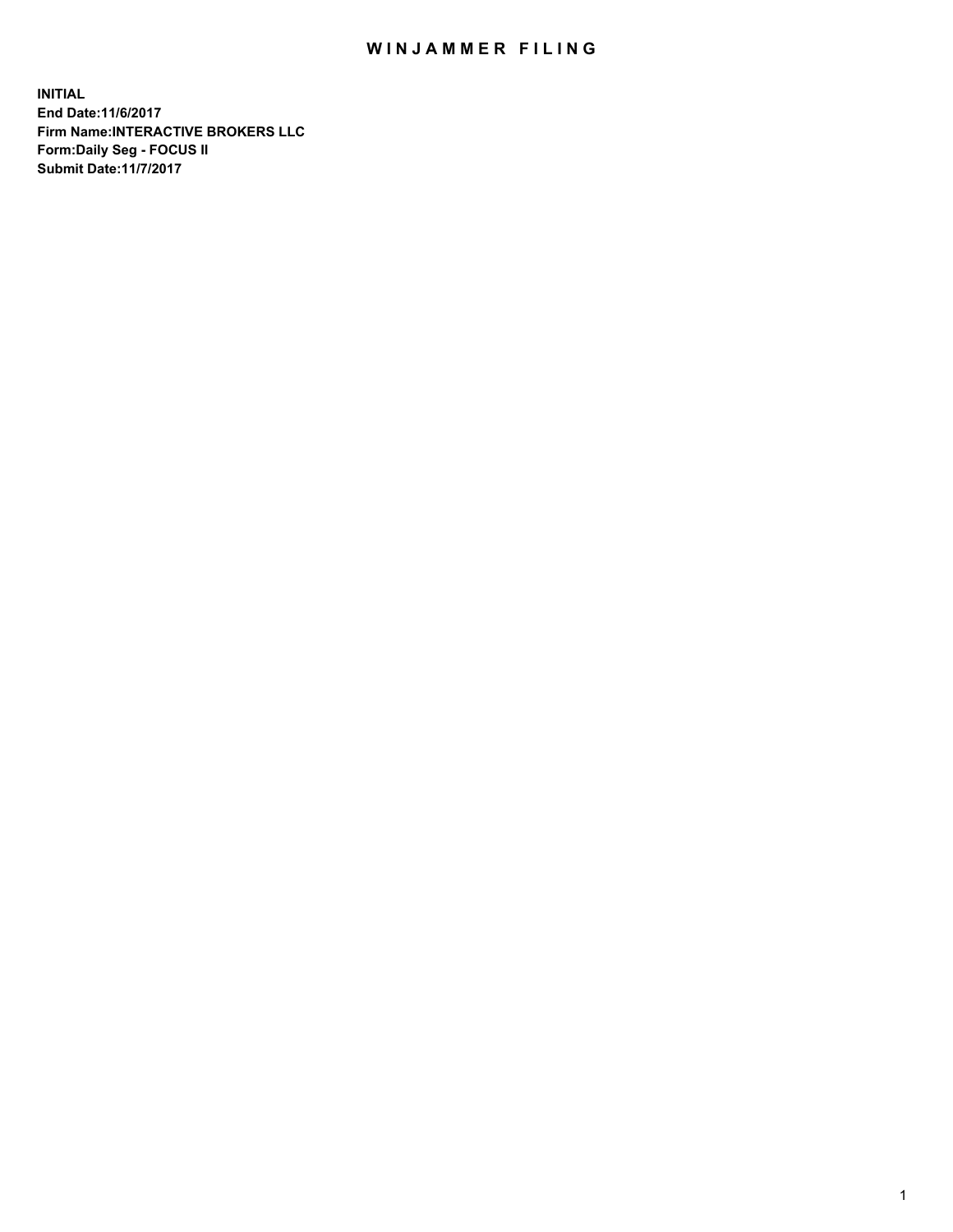# WINJAMMER FILING

**INITIAL**
**End Date:11/6/2017**
**Firm Name:INTERACTIVE BROKERS LLC**
**Form:Daily Seg - FOCUS II**
**Submit Date:11/7/2017**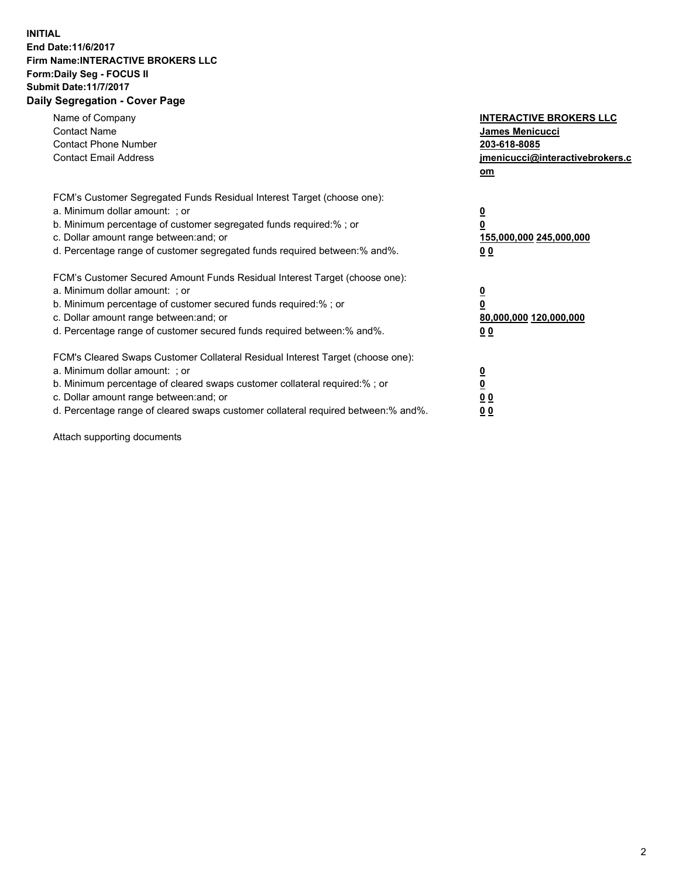**INITIAL**
**End Date:11/6/2017**
**Firm Name:INTERACTIVE BROKERS LLC**
**Form:Daily Seg - FOCUS II**
**Submit Date:11/7/2017**
**Daily Segregation - Cover Page**

| | |
|---|---|
| Name of Company | **INTERACTIVE BROKERS LLC** |
| Contact Name | **James Menicucci** |
| Contact Phone Number | **203-618-8085** |
| Contact Email Address | **jmenicucci@interactivebrokers.com** |

FCM's Customer Segregated Funds Residual Interest Target (choose one):

| | |
|---|---|
| a. Minimum dollar amount: ; or | **0** |
| b. Minimum percentage of customer segregated funds required:% ; or | **0** |
| c. Dollar amount range between:and; or | **155,000,000 245,000,000** |
| d. Percentage range of customer segregated funds required between:% and%. | **0 0** |

FCM's Customer Secured Amount Funds Residual Interest Target (choose one):

| | |
|---|---|
| a. Minimum dollar amount: ; or | **0** |
| b. Minimum percentage of customer secured funds required:% ; or | **0** |
| c. Dollar amount range between:and; or | **80,000,000 120,000,000** |
| d. Percentage range of customer secured funds required between:% and%. | **0 0** |

FCM's Cleared Swaps Customer Collateral Residual Interest Target (choose one):

| | |
|---|---|
| a. Minimum dollar amount: ; or | **0** |
| b. Minimum percentage of cleared swaps customer collateral required:% ; or | **0** |
| c. Dollar amount range between:and; or | **0 0** |
| d. Percentage range of cleared swaps customer collateral required between:% and%. | **0 0** |

Attach supporting documents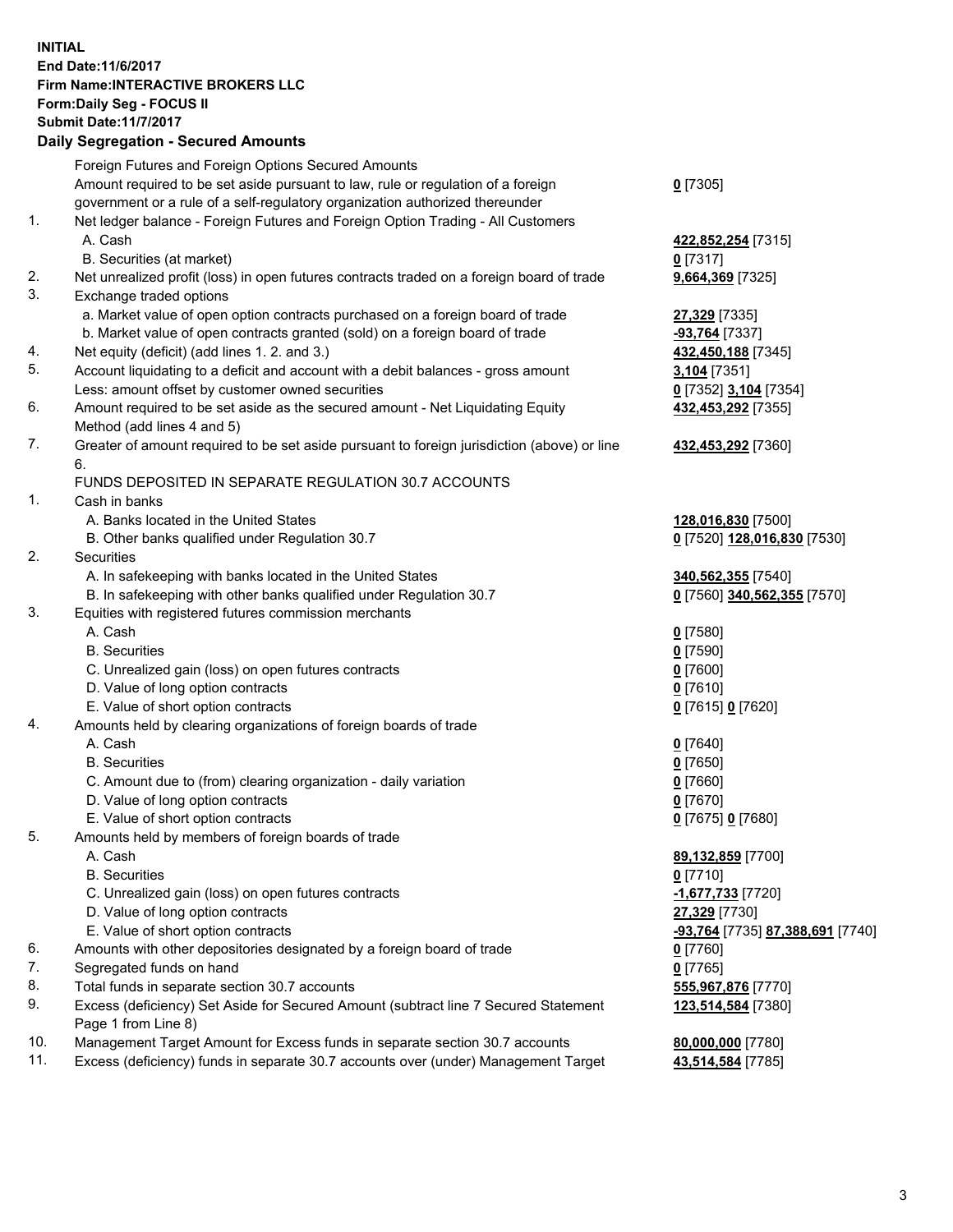**INITIAL**
**End Date:11/6/2017**
**Firm Name:INTERACTIVE BROKERS LLC**
**Form:Daily Seg - FOCUS II**
**Submit Date:11/7/2017**
**Daily Segregation - Secured Amounts**

| | | |
|---|---|---|
| | Foreign Futures and Foreign Options Secured Amounts | |
| | Amount required to be set aside pursuant to law, rule or regulation of a foreign government or a rule of a self-regulatory organization authorized thereunder | **0** [7305] |
| 1. | Net ledger balance - Foreign Futures and Foreign Option Trading - All Customers | |
| | A. Cash | **422,852,254** [7315] |
| | B. Securities (at market) | **0** [7317] |
| 2. | Net unrealized profit (loss) in open futures contracts traded on a foreign board of trade | **9,664,369** [7325] |
| 3. | Exchange traded options | |
| | a. Market value of open option contracts purchased on a foreign board of trade | **27,329** [7335] |
| | b. Market value of open contracts granted (sold) on a foreign board of trade | **-93,764** [7337] |
| 4. | Net equity (deficit) (add lines 1. 2. and 3.) | **432,450,188** [7345] |
| 5. | Account liquidating to a deficit and account with a debit balances - gross amount | **3,104** [7351] |
| | Less: amount offset by customer owned securities | **0** [7352] **3,104** [7354] |
| 6. | Amount required to be set aside as the secured amount - Net Liquidating Equity Method (add lines 4 and 5) | **432,453,292** [7355] |
| 7. | Greater of amount required to be set aside pursuant to foreign jurisdiction (above) or line 6. | **432,453,292** [7360] |
| | FUNDS DEPOSITED IN SEPARATE REGULATION 30.7 ACCOUNTS | |
| 1. | Cash in banks | |
| | A. Banks located in the United States | **128,016,830** [7500] |
| | B. Other banks qualified under Regulation 30.7 | **0** [7520] **128,016,830** [7530] |
| 2. | Securities | |
| | A. In safekeeping with banks located in the United States | **340,562,355** [7540] |
| | B. In safekeeping with other banks qualified under Regulation 30.7 | **0** [7560] **340,562,355** [7570] |
| 3. | Equities with registered futures commission merchants | |
| | A. Cash | **0** [7580] |
| | B. Securities | **0** [7590] |
| | C. Unrealized gain (loss) on open futures contracts | **0** [7600] |
| | D. Value of long option contracts | **0** [7610] |
| | E. Value of short option contracts | **0** [7615] **0** [7620] |
| 4. | Amounts held by clearing organizations of foreign boards of trade | |
| | A. Cash | **0** [7640] |
| | B. Securities | **0** [7650] |
| | C. Amount due to (from) clearing organization - daily variation | **0** [7660] |
| | D. Value of long option contracts | **0** [7670] |
| | E. Value of short option contracts | **0** [7675] **0** [7680] |
| 5. | Amounts held by members of foreign boards of trade | |
| | A. Cash | **89,132,859** [7700] |
| | B. Securities | **0** [7710] |
| | C. Unrealized gain (loss) on open futures contracts | **-1,677,733** [7720] |
| | D. Value of long option contracts | **27,329** [7730] |
| | E. Value of short option contracts | **-93,764** [7735] **87,388,691** [7740] |
| 6. | Amounts with other depositories designated by a foreign board of trade | **0** [7760] |
| 7. | Segregated funds on hand | **0** [7765] |
| 8. | Total funds in separate section 30.7 accounts | **555,967,876** [7770] |
| 9. | Excess (deficiency) Set Aside for Secured Amount (subtract line 7 Secured Statement Page 1 from Line 8) | **123,514,584** [7380] |
| 10. | Management Target Amount for Excess funds in separate section 30.7 accounts | **80,000,000** [7780] |
| 11. | Excess (deficiency) funds in separate 30.7 accounts over (under) Management Target | **43,514,584** [7785] |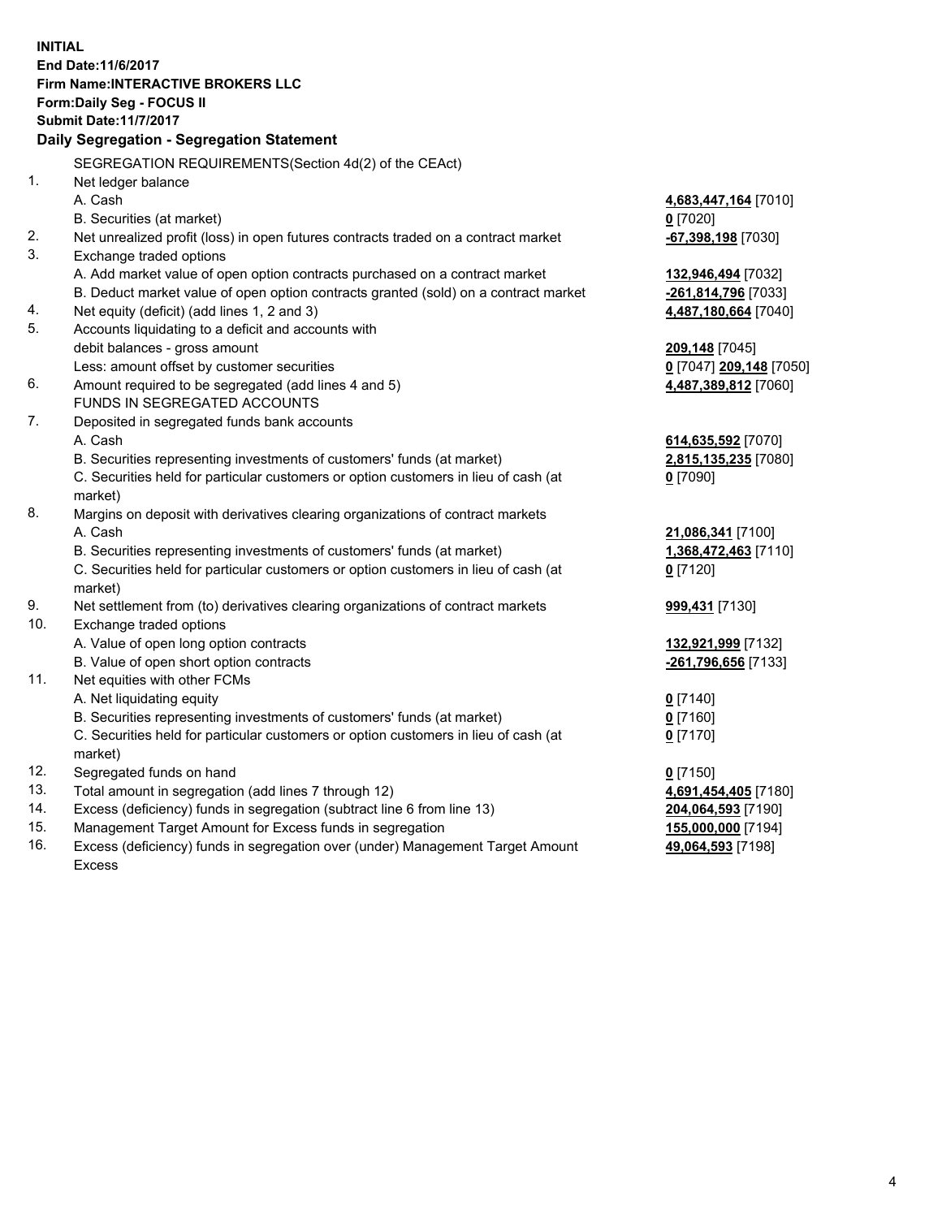**INITIAL**
**End Date:11/6/2017**
**Firm Name:INTERACTIVE BROKERS LLC**
**Form:Daily Seg - FOCUS II**
**Submit Date:11/7/2017**
**Daily Segregation - Segregation Statement**

SEGREGATION REQUIREMENTS(Section 4d(2) of the CEAct)

| | | |
|---|---|---|
| 1. | Net ledger balance | |
| | A. Cash | 4,683,447,164 [7010] |
| | B. Securities (at market) | 0 [7020] |
| 2. | Net unrealized profit (loss) in open futures contracts traded on a contract market | -67,398,198 [7030] |
| 3. | Exchange traded options | |
| | A. Add market value of open option contracts purchased on a contract market | 132,946,494 [7032] |
| | B. Deduct market value of open option contracts granted (sold) on a contract market | -261,814,796 [7033] |
| 4. | Net equity (deficit) (add lines 1, 2 and 3) | 4,487,180,664 [7040] |
| 5. | Accounts liquidating to a deficit and accounts with debit balances - gross amount | 209,148 [7045] |
| | Less: amount offset by customer securities | 0 [7047] 209,148 [7050] |
| 6. | Amount required to be segregated (add lines 4 and 5) | 4,487,389,812 [7060] |
| | FUNDS IN SEGREGATED ACCOUNTS | |
| 7. | Deposited in segregated funds bank accounts | |
| | A. Cash | 614,635,592 [7070] |
| | B. Securities representing investments of customers' funds (at market) | 2,815,135,235 [7080] |
| | C. Securities held for particular customers or option customers in lieu of cash (at market) | 0 [7090] |
| 8. | Margins on deposit with derivatives clearing organizations of contract markets | |
| | A. Cash | 21,086,341 [7100] |
| | B. Securities representing investments of customers' funds (at market) | 1,368,472,463 [7110] |
| | C. Securities held for particular customers or option customers in lieu of cash (at market) | 0 [7120] |
| 9. | Net settlement from (to) derivatives clearing organizations of contract markets | 999,431 [7130] |
| 10. | Exchange traded options | |
| | A. Value of open long option contracts | 132,921,999 [7132] |
| | B. Value of open short option contracts | -261,796,656 [7133] |
| 11. | Net equities with other FCMs | |
| | A. Net liquidating equity | 0 [7140] |
| | B. Securities representing investments of customers' funds (at market) | 0 [7160] |
| | C. Securities held for particular customers or option customers in lieu of cash (at market) | 0 [7170] |
| 12. | Segregated funds on hand | 0 [7150] |
| 13. | Total amount in segregation (add lines 7 through 12) | 4,691,454,405 [7180] |
| 14. | Excess (deficiency) funds in segregation (subtract line 6 from line 13) | 204,064,593 [7190] |
| 15. | Management Target Amount for Excess funds in segregation | 155,000,000 [7194] |
| 16. | Excess (deficiency) funds in segregation over (under) Management Target Amount Excess | 49,064,593 [7198] |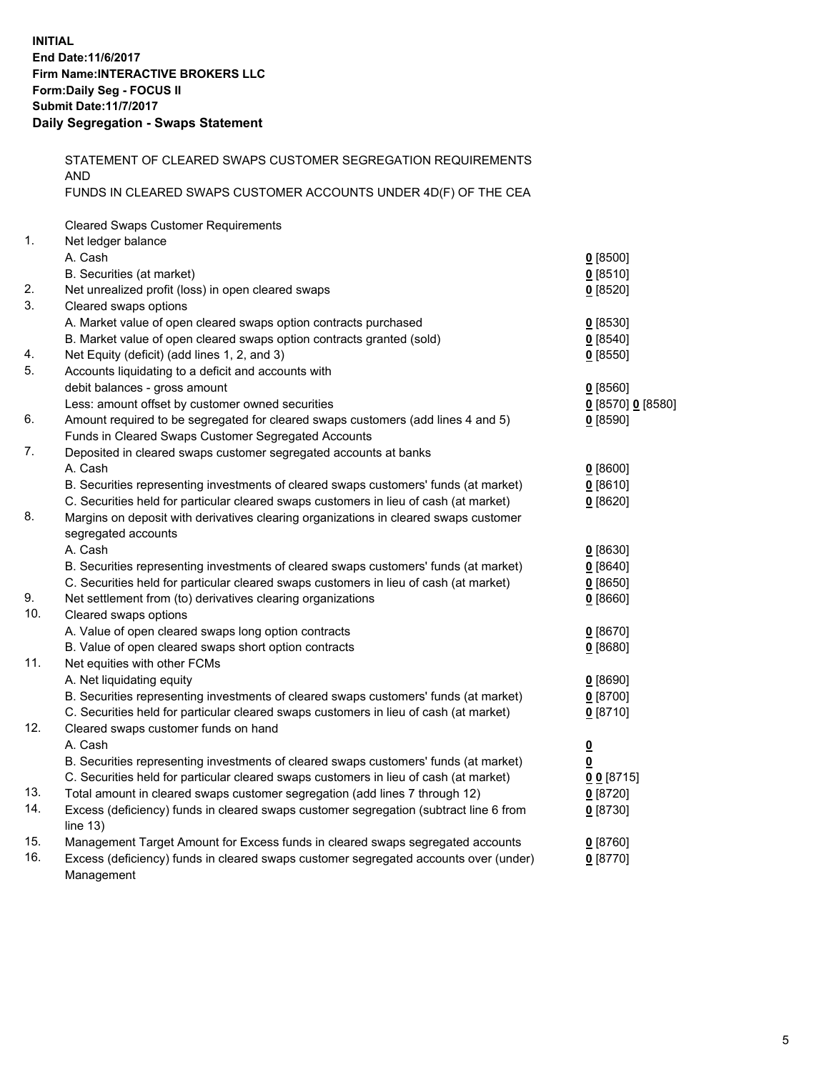**INITIAL**
**End Date:11/6/2017**
**Firm Name:INTERACTIVE BROKERS LLC**
**Form:Daily Seg - FOCUS II**
**Submit Date:11/7/2017**
**Daily Segregation - Swaps Statement**

STATEMENT OF CLEARED SWAPS CUSTOMER SEGREGATION REQUIREMENTS AND FUNDS IN CLEARED SWAPS CUSTOMER ACCOUNTS UNDER 4D(F) OF THE CEA

| | | |
|---|---|---|
| | Cleared Swaps Customer Requirements | |
| 1. | Net ledger balance | |
| | A. Cash | 0 [8500] |
| | B. Securities (at market) | 0 [8510] |
| 2. | Net unrealized profit (loss) in open cleared swaps | 0 [8520] |
| 3. | Cleared swaps options | |
| | A. Market value of open cleared swaps option contracts purchased | 0 [8530] |
| | B. Market value of open cleared swaps option contracts granted (sold) | 0 [8540] |
| 4. | Net Equity (deficit) (add lines 1, 2, and 3) | 0 [8550] |
| 5. | Accounts liquidating to a deficit and accounts with debit balances - gross amount | 0 [8560] |
| | Less: amount offset by customer owned securities | 0 [8570] 0 [8580] |
| 6. | Amount required to be segregated for cleared swaps customers (add lines 4 and 5) | 0 [8590] |
| | Funds in Cleared Swaps Customer Segregated Accounts | |
| 7. | Deposited in cleared swaps customer segregated accounts at banks | |
| | A. Cash | 0 [8600] |
| | B. Securities representing investments of cleared swaps customers' funds (at market) | 0 [8610] |
| | C. Securities held for particular cleared swaps customers in lieu of cash (at market) | 0 [8620] |
| 8. | Margins on deposit with derivatives clearing organizations in cleared swaps customer segregated accounts | |
| | A. Cash | 0 [8630] |
| | B. Securities representing investments of cleared swaps customers' funds (at market) | 0 [8640] |
| | C. Securities held for particular cleared swaps customers in lieu of cash (at market) | 0 [8650] |
| 9. | Net settlement from (to) derivatives clearing organizations | 0 [8660] |
| 10. | Cleared swaps options | |
| | A. Value of open cleared swaps long option contracts | 0 [8670] |
| | B. Value of open cleared swaps short option contracts | 0 [8680] |
| 11. | Net equities with other FCMs | |
| | A. Net liquidating equity | 0 [8690] |
| | B. Securities representing investments of cleared swaps customers' funds (at market) | 0 [8700] |
| | C. Securities held for particular cleared swaps customers in lieu of cash (at market) | 0 [8710] |
| 12. | Cleared swaps customer funds on hand | |
| | A. Cash | 0 |
| | B. Securities representing investments of cleared swaps customers' funds (at market) | 0 |
| | C. Securities held for particular cleared swaps customers in lieu of cash (at market) | 0 0 [8715] |
| 13. | Total amount in cleared swaps customer segregation (add lines 7 through 12) | 0 [8720] |
| 14. | Excess (deficiency) funds in cleared swaps customer segregation (subtract line 6 from line 13) | 0 [8730] |
| 15. | Management Target Amount for Excess funds in cleared swaps segregated accounts | 0 [8760] |
| 16. | Excess (deficiency) funds in cleared swaps customer segregated accounts over (under) Management | 0 [8770] |